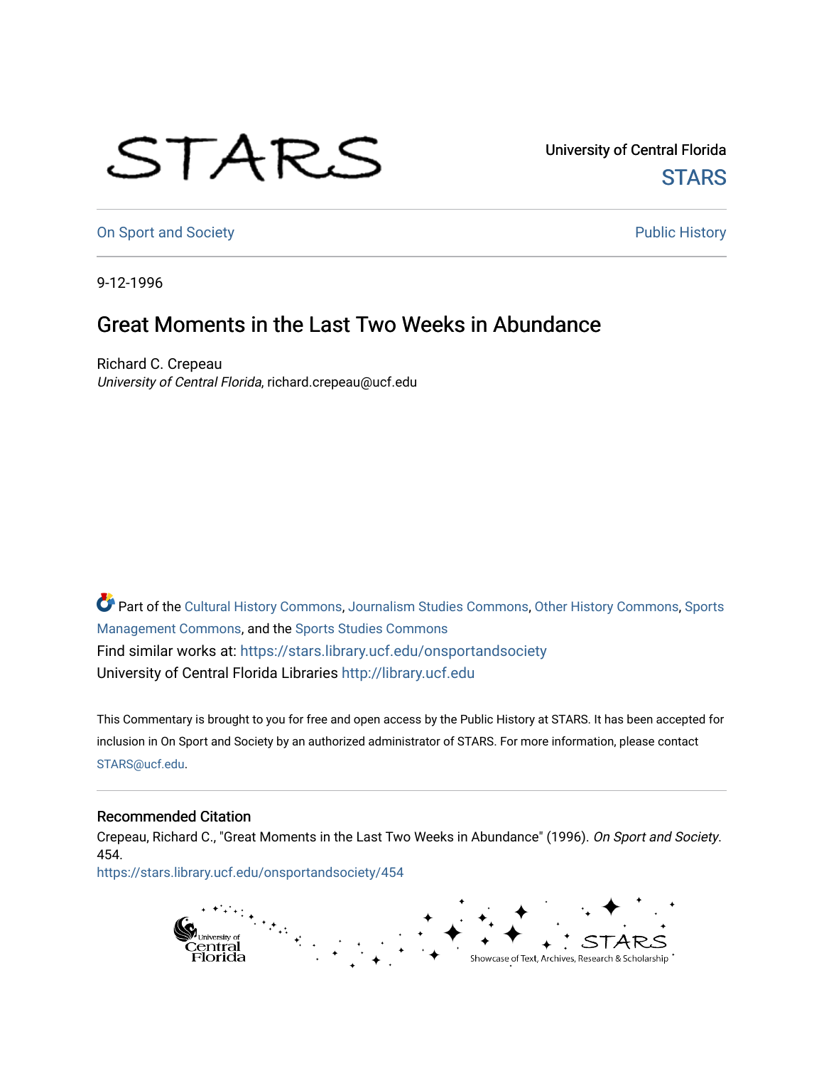University of Central Florida

STARS

On Sport and Society

Public History

9-12-1996

# Great Moments in the Last Two Weeks in Abundance

Richard C. Crepeau
*University of Central Florida*, richard.crepeau@ucf.edu

Part of the Cultural History Commons, Journalism Studies Commons, Other History Commons, Sports Management Commons, and the Sports Studies Commons

Find similar works at: https://stars.library.ucf.edu/onsportandsociety

University of Central Florida Libraries http://library.ucf.edu

This Commentary is brought to you for free and open access by the Public History at STARS. It has been accepted for inclusion in On Sport and Society by an authorized administrator of STARS. For more information, please contact STARS@ucf.edu.

## Recommended Citation

Crepeau, Richard C., "Great Moments in the Last Two Weeks in Abundance" (1996). *On Sport and Society*. 454.
https://stars.library.ucf.edu/onsportandsociety/454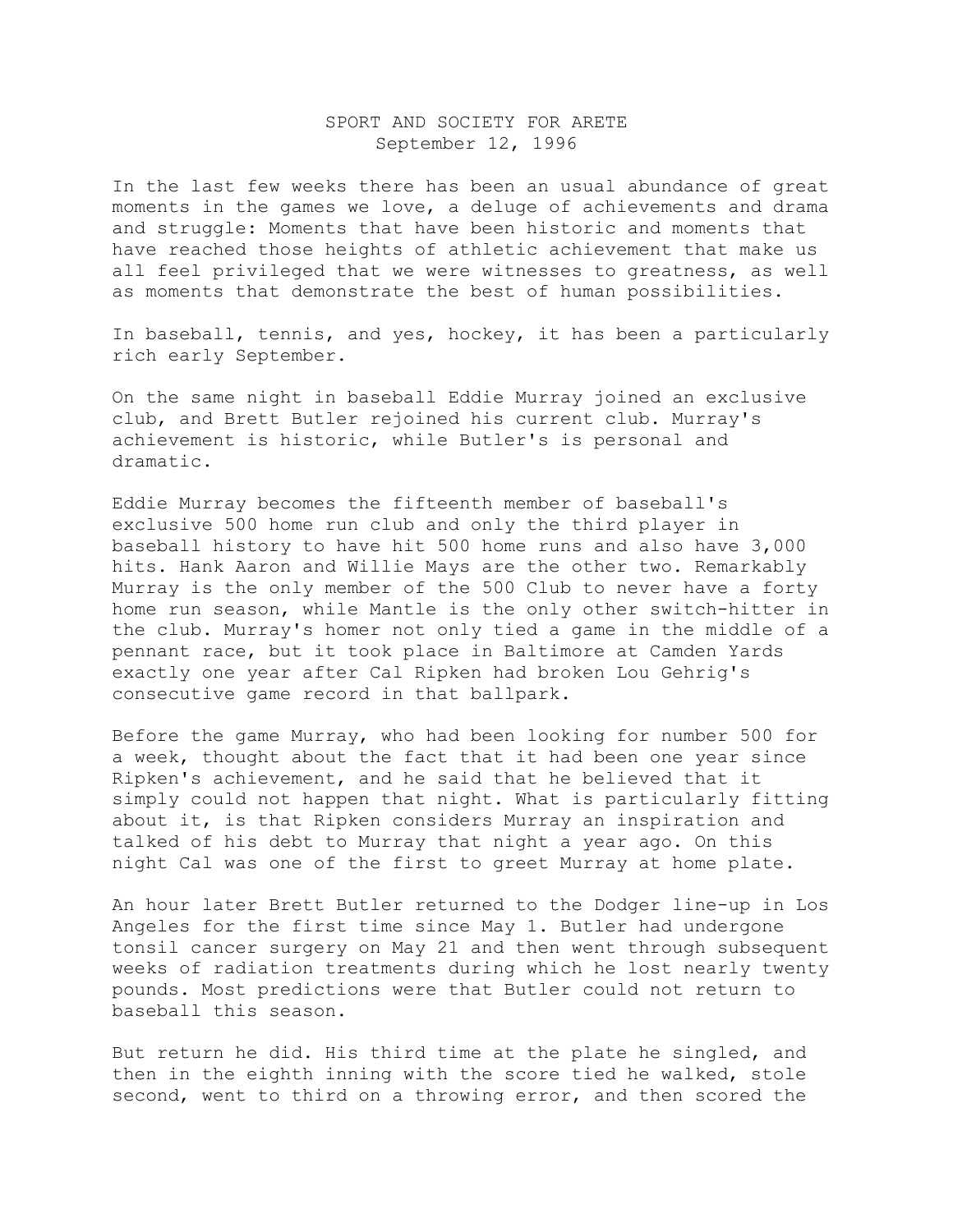SPORT AND SOCIETY FOR ARETE
September 12, 1996

In the last few weeks there has been an usual abundance of great moments in the games we love, a deluge of achievements and drama and struggle: Moments that have been historic and moments that have reached those heights of athletic achievement that make us all feel privileged that we were witnesses to greatness, as well as moments that demonstrate the best of human possibilities.

In baseball, tennis, and yes, hockey, it has been a particularly rich early September.

On the same night in baseball Eddie Murray joined an exclusive club, and Brett Butler rejoined his current club. Murray's achievement is historic, while Butler's is personal and dramatic.

Eddie Murray becomes the fifteenth member of baseball's exclusive 500 home run club and only the third player in baseball history to have hit 500 home runs and also have 3,000 hits. Hank Aaron and Willie Mays are the other two. Remarkably Murray is the only member of the 500 Club to never have a forty home run season, while Mantle is the only other switch-hitter in the club. Murray's homer not only tied a game in the middle of a pennant race, but it took place in Baltimore at Camden Yards exactly one year after Cal Ripken had broken Lou Gehrig's consecutive game record in that ballpark.

Before the game Murray, who had been looking for number 500 for a week, thought about the fact that it had been one year since Ripken's achievement, and he said that he believed that it simply could not happen that night. What is particularly fitting about it, is that Ripken considers Murray an inspiration and talked of his debt to Murray that night a year ago. On this night Cal was one of the first to greet Murray at home plate.

An hour later Brett Butler returned to the Dodger line-up in Los Angeles for the first time since May 1. Butler had undergone tonsil cancer surgery on May 21 and then went through subsequent weeks of radiation treatments during which he lost nearly twenty pounds. Most predictions were that Butler could not return to baseball this season.

But return he did. His third time at the plate he singled, and then in the eighth inning with the score tied he walked, stole second, went to third on a throwing error, and then scored the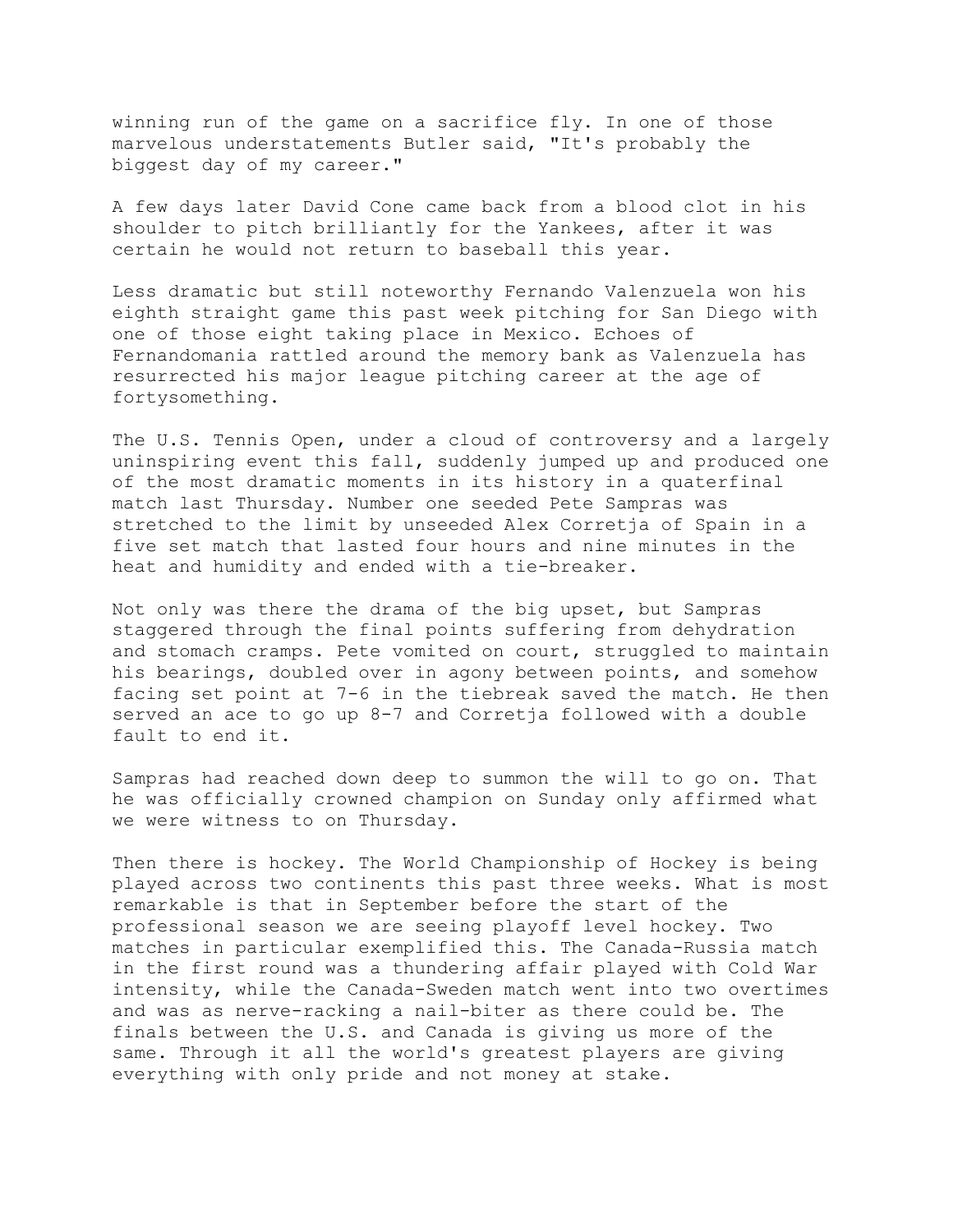winning run of the game on a sacrifice fly. In one of those marvelous understatements Butler said, "It's probably the biggest day of my career."

A few days later David Cone came back from a blood clot in his shoulder to pitch brilliantly for the Yankees, after it was certain he would not return to baseball this year.

Less dramatic but still noteworthy Fernando Valenzuela won his eighth straight game this past week pitching for San Diego with one of those eight taking place in Mexico. Echoes of Fernandomania rattled around the memory bank as Valenzuela has resurrected his major league pitching career at the age of fortysomething.

The U.S. Tennis Open, under a cloud of controversy and a largely uninspiring event this fall, suddenly jumped up and produced one of the most dramatic moments in its history in a quaterfinal match last Thursday. Number one seeded Pete Sampras was stretched to the limit by unseeded Alex Corretja of Spain in a five set match that lasted four hours and nine minutes in the heat and humidity and ended with a tie-breaker.

Not only was there the drama of the big upset, but Sampras staggered through the final points suffering from dehydration and stomach cramps. Pete vomited on court, struggled to maintain his bearings, doubled over in agony between points, and somehow facing set point at 7-6 in the tiebreak saved the match. He then served an ace to go up 8-7 and Corretja followed with a double fault to end it.

Sampras had reached down deep to summon the will to go on. That he was officially crowned champion on Sunday only affirmed what we were witness to on Thursday.

Then there is hockey. The World Championship of Hockey is being played across two continents this past three weeks. What is most remarkable is that in September before the start of the professional season we are seeing playoff level hockey. Two matches in particular exemplified this. The Canada-Russia match in the first round was a thundering affair played with Cold War intensity, while the Canada-Sweden match went into two overtimes and was as nerve-racking a nail-biter as there could be. The finals between the U.S. and Canada is giving us more of the same. Through it all the world's greatest players are giving everything with only pride and not money at stake.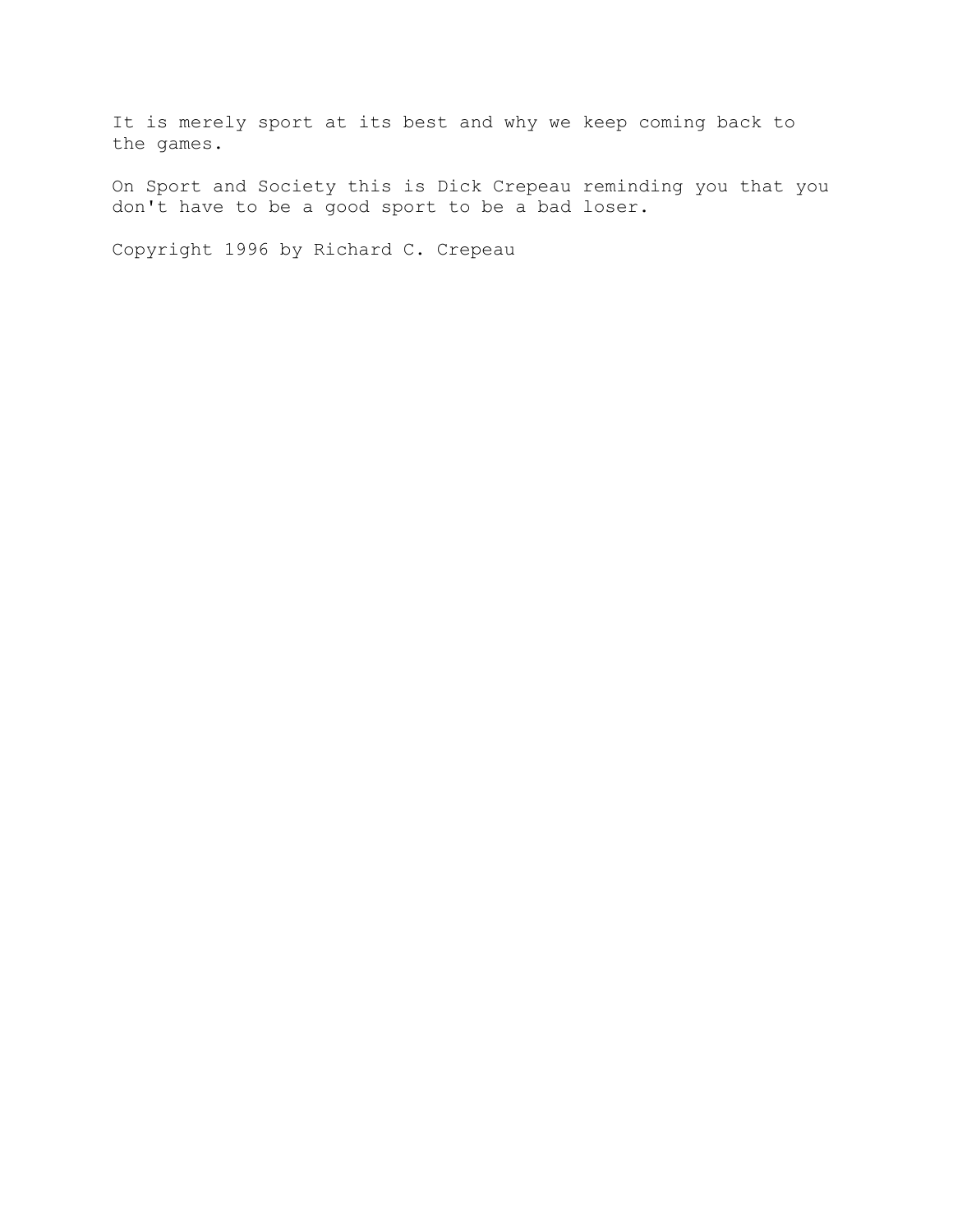It is merely sport at its best and why we keep coming back to the games.

On Sport and Society this is Dick Crepeau reminding you that you don't have to be a good sport to be a bad loser.

Copyright 1996 by Richard C. Crepeau